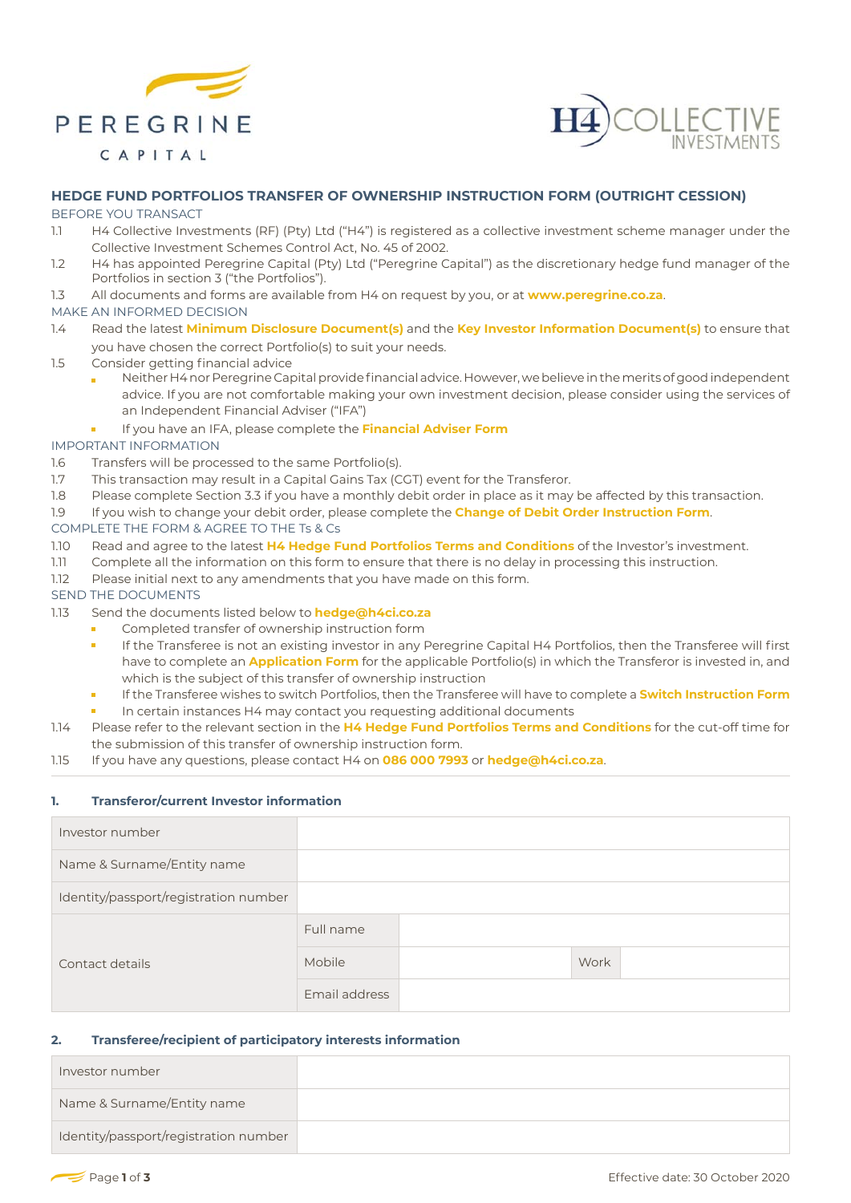PEREGRINE CAPITAL

H4 COLLECTIVE INVESTMENTS

# HEDGE FUND PORTFOLIOS TRANSFER OF OWNERSHIP INSTRUCTION FORM (OUTRIGHT CESSION)

## BEFORE YOU TRANSACT

1.1 H4 Collective Investments (RF) (Pty) Ltd ("H4") is registered as a collective investment scheme manager under the Collective Investment Schemes Control Act, No. 45 of 2002.

1.2 H4 has appointed Peregrine Capital (Pty) Ltd ("Peregrine Capital") as the discretionary hedge fund manager of the Portfolios in section 3 ("the Portfolios").

1.3 All documents and forms are available from H4 on request by you, or at **www.peregrine.co.za**.

## MAKE AN INFORMED DECISION

1.4 Read the latest **Minimum Disclosure Document(s)** and the **Key Investor Information Document(s)** to ensure that you have chosen the correct Portfolio(s) to suit your needs.

1.5 Consider getting financial advice

- Neither H4 nor Peregrine Capital provide financial advice. However, we believe in the merits of good independent advice. If you are not comfortable making your own investment decision, please consider using the services of an Independent Financial Adviser ("IFA")
- If you have an IFA, please complete the **Financial Adviser Form**

## IMPORTANT INFORMATION

1.6 Transfers will be processed to the same Portfolio(s).

1.7 This transaction may result in a Capital Gains Tax (CGT) event for the Transferor.

1.8 Please complete Section 3.3 if you have a monthly debit order in place as it may be affected by this transaction.

1.9 If you wish to change your debit order, please complete the **Change of Debit Order Instruction Form**.

## COMPLETE THE FORM & AGREE TO THE Ts & Cs

1.10 Read and agree to the latest **H4 Hedge Fund Portfolios Terms and Conditions** of the Investor's investment.

1.11 Complete all the information on this form to ensure that there is no delay in processing this instruction.

1.12 Please initial next to any amendments that you have made on this form.

## SEND THE DOCUMENTS

1.13 Send the documents listed below to **hedge@h4ci.co.za**

- Completed transfer of ownership form
- If the Transferee is not an existing investor in any Peregrine Capital H4 Portfolios, then the Transferee will first have to complete an **Application Form** for the applicable Portfolio(s) in which the Transferor is invested in, and which is the subject of this transfer of ownership instruction
- If the Transferee wishes to switch Portfolios, then the Transferee will have to complete a **Switch Instruction Form**
- In certain instances H4 may contact you requesting additional documents

1.14 Please refer to the relevant section in the **H4 Hedge Fund Portfolios Terms and Conditions** for the cut-off time for the submission of this transfer of ownership instruction form.

1.15 If you have any questions, please contact H4 on **086 000 7993** or **hedge@h4ci.co.za**.

---

### 1. Transferor/current Investor information

| | | | | |
|---|---|---|---|---|
| Investor number | | | | |
| Name & Surname/Entity name | | | | |
| Identity/passport/registration number | | | | |
| Contact details | Full name | | | |
| | Mobile | | Work | |
| | Email address | | | |

### 2. Transferee/recipient of participatory interests information

| | |
|---|---|
| Investor number | |
| Name & Surname/Entity name | |
| Identity/passport/registration number | |

Effective date: 30 October 2020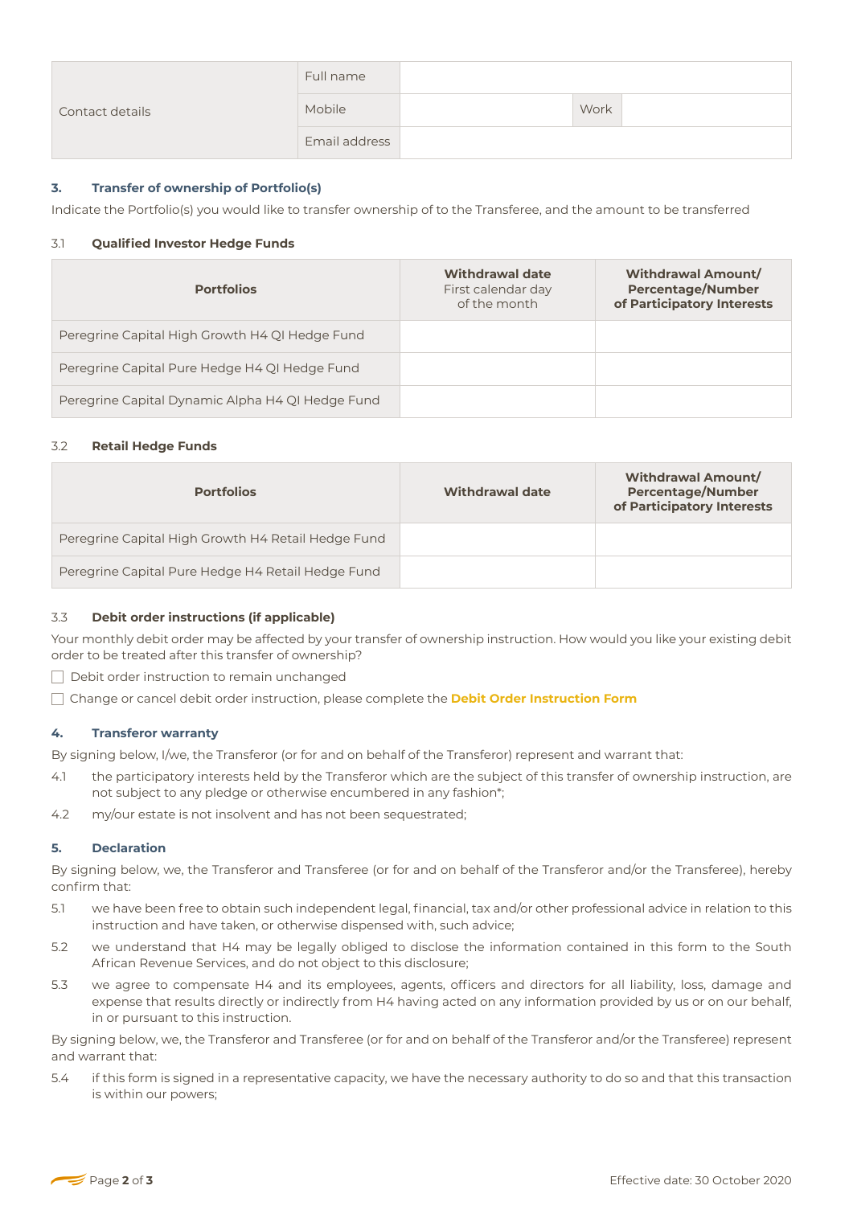| Contact details | Full name | | | |
|---|---|---|---|---|
| | Mobile | | Work | |
| | Email address | | | |

### 3. Transfer of ownership of Portfolio(s)

Indicate the Portfolio(s) you would like to transfer ownership of to the Transferee, and the amount to be transferred

#### 3.1 Qualified Investor Hedge Funds

| Portfolios | **Withdrawal date** First calendar day of the month | Withdrawal Amount/ Percentage/Number of Participatory Interests |
|---|---|---|
| Peregrine Capital High Growth H4 QI Hedge Fund | | |
| Peregrine Capital Pure Hedge H4 QI Hedge Fund | | |
| Peregrine Capital Dynamic Alpha H4 QI Hedge Fund | | |

#### 3.2 Retail Hedge Funds

| Portfolios | Withdrawal date | Withdrawal Amount/ Percentage/Number of Participatory Interests |
|---|---|---|
| Peregrine Capital High Growth H4 Retail Hedge Fund | | |
| Peregrine Capital Pure Hedge H4 Retail Hedge Fund | | |

#### 3.3 Debit order instructions (if applicable)

Your monthly debit order may be affected by your transfer of ownership instruction. How would you like your existing debit order to be treated after this transfer of ownership?

☐ Debit order instruction to remain unchanged

☐ Change or cancel debit order instruction, please complete the **Debit Order Instruction Form**

### 4. Transferor warranty

By signing below, I/we, the Transferor (or for and on behalf of the Transferor) represent and warrant that:

4.1 the participatory interests held by the Transferor which are the subject of this transfer of ownership instruction, are not subject to any pledge or otherwise encumbered in any fashion*;

4.2 my/our estate is not insolvent and has not been sequestrated;

### 5. Declaration

By signing below, we, the Transferor and Transferee (or for and on behalf of the Transferor and/or the Transferee), hereby confirm that:

5.1 we have been free to obtain such independent legal, financial, tax and/or other professional advice in relation to this instruction and have taken, or otherwise dispensed with, such advice;

5.2 we understand that H4 may be legally obliged to disclose the information contained in this form to the South African Revenue Services, and do not object to this disclosure;

5.3 we agree to compensate H4 and its employees, agents, officers and directors for all liability, loss, damage and expense that results directly or indirectly from H4 having acted on any information provided by us or on our behalf, in or pursuant to this instruction.

By signing below, we, the Transferor and Transferee (or for and on behalf of the Transferor and/or the Transferee) represent and warrant that:

5.4 if this form is signed in a representative capacity, we have the necessary authority to do so and that this transaction is within our powers;

Effective date: 30 October 2020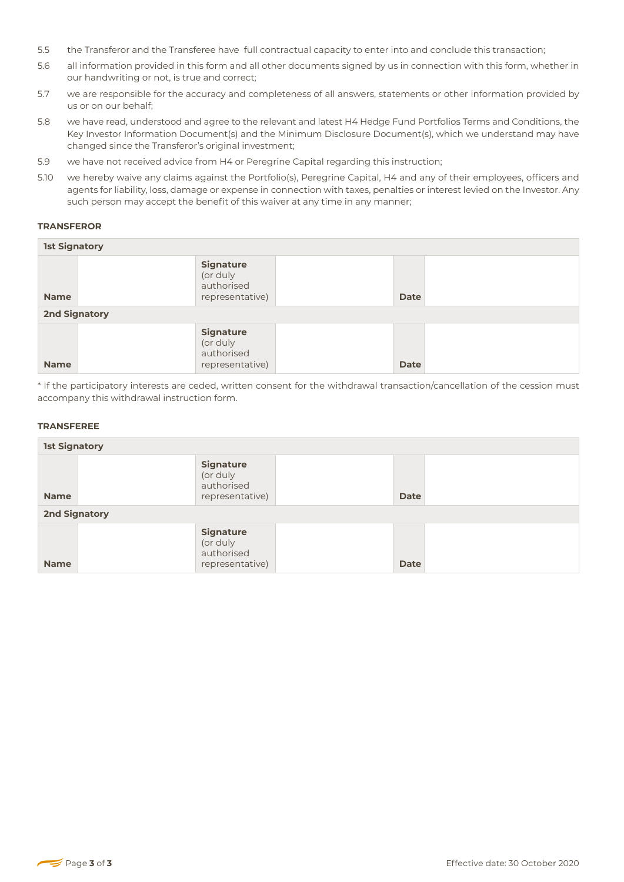5.5 the Transferor and the Transferee have full contractual capacity to enter into and conclude this transaction;

5.6 all information provided in this form and all other documents signed by us in connection with this form, whether in our handwriting or not, is true and correct;

5.7 we are responsible for the accuracy and completeness of all answers, statements or other information provided by us or on our behalf;

5.8 we have read, understood and agree to the relevant and latest H4 Hedge Fund Portfolios Terms and Conditions, the Key Investor Information Document(s) and the Minimum Disclosure Document(s), which we understand may have changed since the Transferor's original investment;

5.9 we have not received advice from H4 or Peregrine Capital regarding this instruction;

5.10 we hereby waive any claims against the Portfolio(s), Peregrine Capital, H4 and any of their employees, officers and agents for liability, loss, damage or expense in connection with taxes, penalties or interest levied on the Investor. Any such person may accept the benefit of this waiver at any time in any manner;

**TRANSFEROR**

| **1st Signatory** | | | | | |
|---|---|---|---|---|---|
| **Name** | | **Signature** (or duly authorised representative) | | **Date** | |
| **2nd Signatory** | | | | | |
| **Name** | | **Signature** (or duly authorised representative) | | **Date** | |

* If the participatory interests are ceded, written consent for the withdrawal transaction/cancellation of the cession must accompany this withdrawal instruction form.

**TRANSFEREE**

| **1st Signatory** | | | | | |
|---|---|---|---|---|---|
| **Name** | | **Signature** (or duly authorised representative) | | **Date** | |
| **2nd Signatory** | | | | | |
| **Name** | | **Signature** (or duly authorised representative) | | **Date** | |

Effective date: 30 October 2020